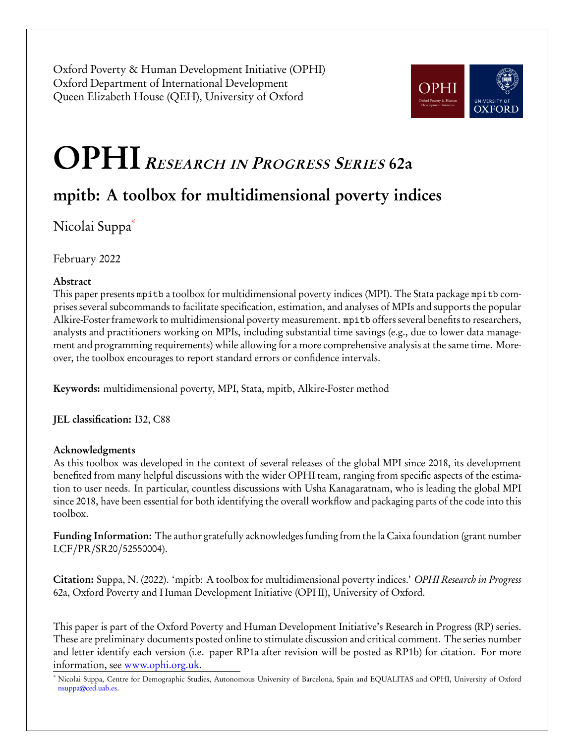Oxford Poverty & Human Development Initiative (OPHI)
Oxford Department of International Development
Queen Elizabeth House (QEH), University of Oxford

# OPHI *Research in Progress Series* 62a

## mpitb: A toolbox for multidimensional poverty indices

Nicolai Suppa[*]

February 2022

### Abstract

This paper presents `mpitb` a toolbox for multidimensional poverty indices (MPI). The Stata package `mpitb` comprises several subcommands to facilitate specification, estimation, and analyses of MPIs and supports the popular Alkire-Foster framework to multidimensional poverty measurement. `mpitb` offers several benefits to researchers, analysts and practitioners working on MPIs, including substantial time savings (e.g., due to lower data management and programming requirements) while allowing for a more comprehensive analysis at the same time. Moreover, the toolbox encourages to report standard errors or confidence intervals.

**Keywords:** multidimensional poverty, MPI, Stata, mpitb, Alkire-Foster method

**JEL classification:** I32, C88

### Acknowledgments

As this toolbox was developed in the context of several releases of the global MPI since 2018, its development benefited from many helpful discussions with the wider OPHI team, ranging from specific aspects of the estimation to user needs. In particular, countless discussions with Usha Kanagaratnam, who is leading the global MPI since 2018, have been essential for both identifying the overall workflow and packaging parts of the code into this toolbox.

**Funding Information:** The author gratefully acknowledges funding from the la Caixa foundation (grant number LCF/PR/SR20/52550004).

**Citation:** Suppa, N. (2022). 'mpitb: A toolbox for multidimensional poverty indices.' *OPHI Research in Progress* 62a, Oxford Poverty and Human Development Initiative (OPHI), University of Oxford.

This paper is part of the Oxford Poverty and Human Development Initiative's Research in Progress (RP) series. These are preliminary documents posted online to stimulate discussion and critical comment. The series number and letter identify each version (i.e. paper RP1a after revision will be posted as RP1b) for citation. For more information, see www.ophi.org.uk.

[*] Nicolai Suppa, Centre for Demographic Studies, Autonomous University of Barcelona, Spain and EQUALITAS and OPHI, University of Oxford nsuppa@ced.uab.es.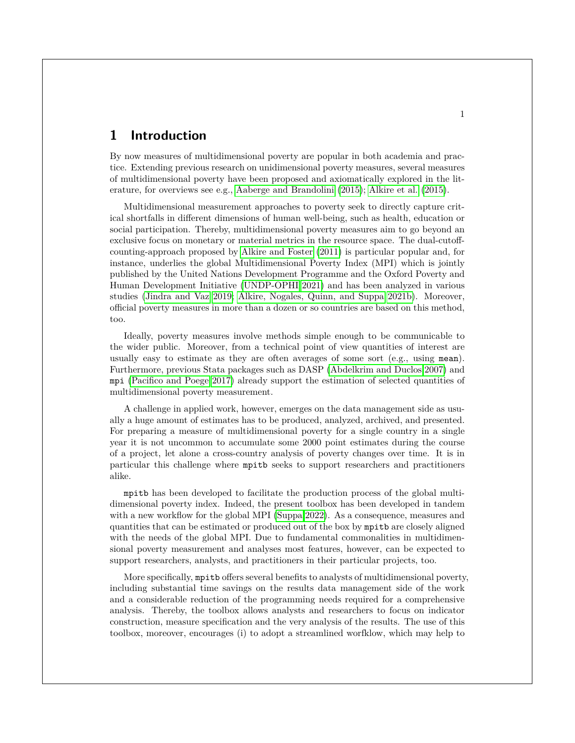# 1 Introduction

By now measures of multidimensional poverty are popular in both academia and practice. Extending previous research on unidimensional poverty measures, several measures of multidimensional poverty have been proposed and axiomatically explored in the literature, for overviews see e.g., Aaberge and Brandolini (2015); Alkire et al. (2015).

Multidimensional measurement approaches to poverty seek to directly capture critical shortfalls in different dimensions of human well-being, such as health, education or social participation. Thereby, multidimensional poverty measures aim to go beyond an exclusive focus on monetary or material metrics in the resource space. The dual-cutoff-counting-approach proposed by Alkire and Foster (2011) is particular popular and, for instance, underlies the global Multidimensional Poverty Index (MPI) which is jointly published by the United Nations Development Programme and the Oxford Poverty and Human Development Initiative (UNDP-OPHI 2021) and has been analyzed in various studies (Jindra and Vaz 2019; Alkire, Nogales, Quinn, and Suppa 2021b). Moreover, official poverty measures in more than a dozen or so countries are based on this method, too.

Ideally, poverty measures involve methods simple enough to be communicable to the wider public. Moreover, from a technical point of view quantities of interest are usually easy to estimate as they are often averages of some sort (e.g., using `mean`). Furthermore, previous Stata packages such as DASP (Abdelkrim and Duclos 2007) and `mpi` (Pacifico and Poege 2017) already support the estimation of selected quantities of multidimensional poverty measurement.

A challenge in applied work, however, emerges on the data management side as usually a huge amount of estimates has to be produced, analyzed, archived, and presented. For preparing a measure of multidimensional poverty for a single country in a single year it is not uncommon to accumulate some 2000 point estimates during the course of a project, let alone a cross-country analysis of poverty changes over time. It is in particular this challenge where `mpitb` seeks to support researchers and practitioners alike.

`mpitb` has been developed to facilitate the production process of the global multidimensional poverty index. Indeed, the present toolbox has been developed in tandem with a new workflow for the global MPI (Suppa 2022). As a consequence, measures and quantities that can be estimated or produced out of the box by `mpitb` are closely aligned with the needs of the global MPI. Due to fundamental commonalities in multidimensional poverty measurement and analyses most features, however, can be expected to support researchers, analysts, and practitioners in their particular projects, too.

More specifically, `mpitb` offers several benefits to analysts of multidimensional poverty, including substantial time savings on the results data management side of the work and a considerable reduction of the programming needs required for a comprehensive analysis. Thereby, the toolbox allows analysts and researchers to focus on indicator construction, measure specification and the very analysis of the results. The use of this toolbox, moreover, encourages (i) to adopt a streamlined worfklow, which may help to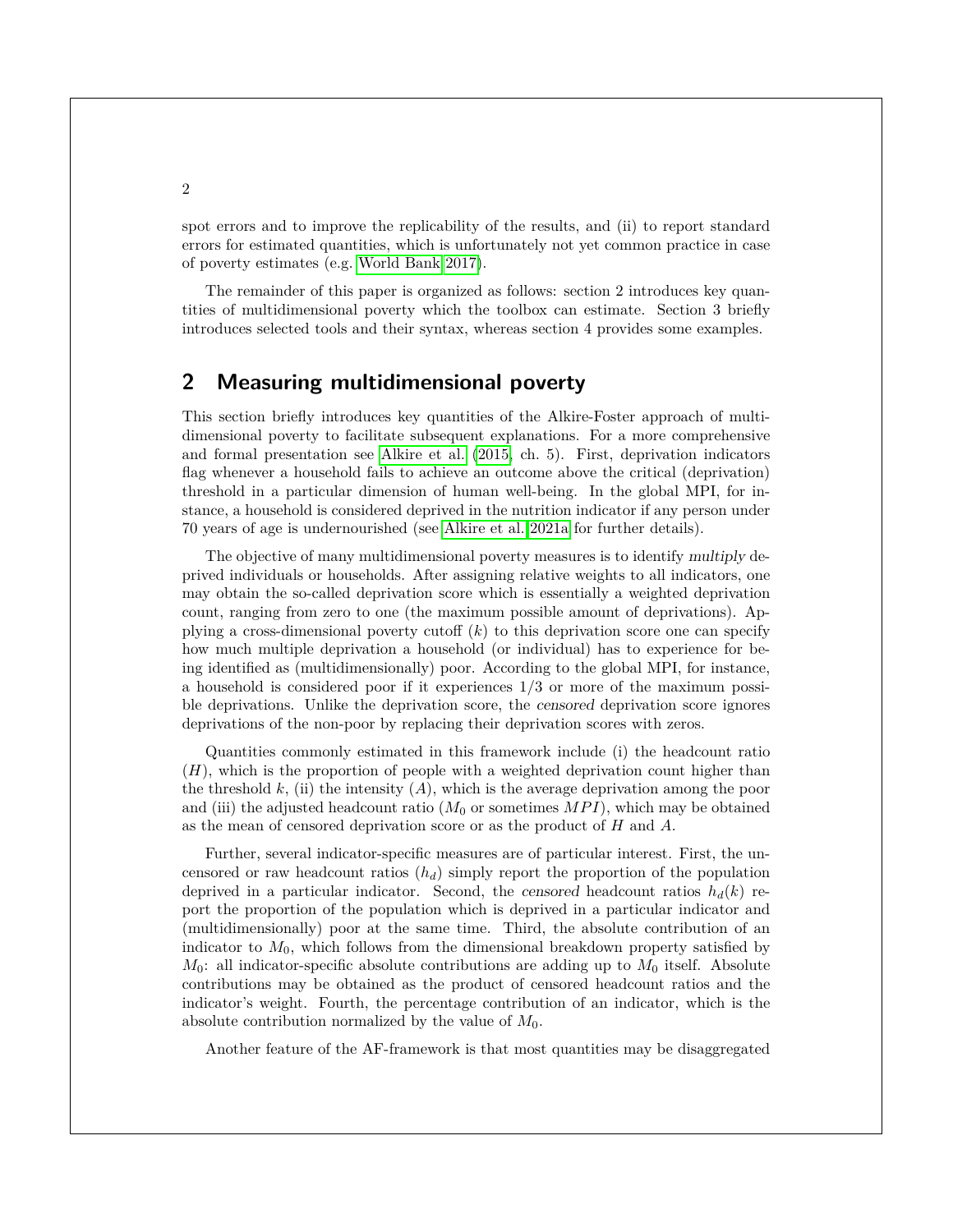spot errors and to improve the replicability of the results, and (ii) to report standard errors for estimated quantities, which is unfortunately not yet common practice in case of poverty estimates (e.g. World Bank 2017).

The remainder of this paper is organized as follows: section 2 introduces key quantities of multidimensional poverty which the toolbox can estimate. Section 3 briefly introduces selected tools and their syntax, whereas section 4 provides some examples.

## 2 Measuring multidimensional poverty

This section briefly introduces key quantities of the Alkire-Foster approach of multidimensional poverty to facilitate subsequent explanations. For a more comprehensive and formal presentation see Alkire et al. (2015, ch. 5). First, deprivation indicators flag whenever a household fails to achieve an outcome above the critical (deprivation) threshold in a particular dimension of human well-being. In the global MPI, for instance, a household is considered deprived in the nutrition indicator if any person under 70 years of age is undernourished (see Alkire et al. 2021a for further details).

The objective of many multidimensional poverty measures is to identify *multiply* deprived individuals or households. After assigning relative weights to all indicators, one may obtain the so-called deprivation score which is essentially a weighted deprivation count, ranging from zero to one (the maximum possible amount of deprivations). Applying a cross-dimensional poverty cutoff ($k$) to this deprivation score one can specify how much multiple deprivation a household (or individual) has to experience for being identified as (multidimensionally) poor. According to the global MPI, for instance, a household is considered poor if it experiences 1/3 or more of the maximum possible deprivations. Unlike the deprivation score, the *censored* deprivation score ignores deprivations of the non-poor by replacing their deprivation scores with zeros.

Quantities commonly estimated in this framework include (i) the headcount ratio ($H$), which is the proportion of people with a weighted deprivation count higher than the threshold $k$, (ii) the intensity ($A$), which is the average deprivation among the poor and (iii) the adjusted headcount ratio ($M_0$ or sometimes $MPI$), which may be obtained as the mean of censored deprivation score or as the product of $H$ and $A$.

Further, several indicator-specific measures are of particular interest. First, the uncensored or raw headcount ratios ($h_d$) simply report the proportion of the population deprived in a particular indicator. Second, the *censored* headcount ratios $h_d(k)$ report the proportion of the population which is deprived in a particular indicator and (multidimensionally) poor at the same time. Third, the absolute contribution of an indicator to $M_0$, which follows from the dimensional breakdown property satisfied by $M_0$: all indicator-specific absolute contributions are adding up to $M_0$ itself. Absolute contributions may be obtained as the product of censored headcount ratios and the indicator's weight. Fourth, the percentage contribution of an indicator, which is the absolute contribution normalized by the value of $M_0$.

Another feature of the AF-framework is that most quantities may be disaggregated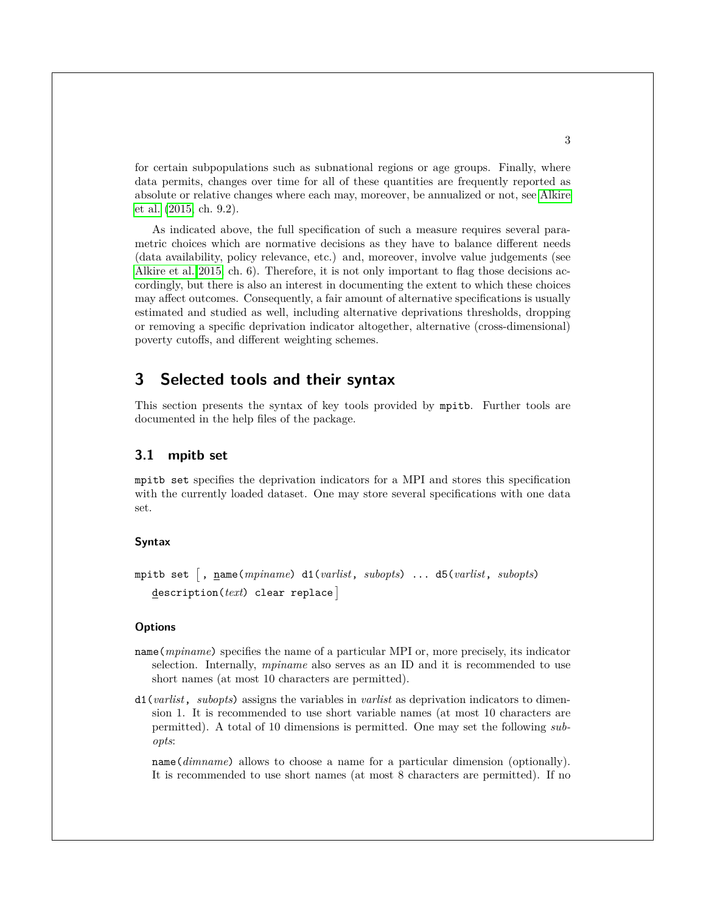for certain subpopulations such as subnational regions or age groups. Finally, where data permits, changes over time for all of these quantities are frequently reported as absolute or relative changes where each may, moreover, be annualized or not, see Alkire et al. (2015, ch. 9.2).

As indicated above, the full specification of such a measure requires several parametric choices which are normative decisions as they have to balance different needs (data availability, policy relevance, etc.) and, moreover, involve value judgements (see Alkire et al. 2015, ch. 6). Therefore, it is not only important to flag those decisions accordingly, but there is also an interest in documenting the extent to which these choices may affect outcomes. Consequently, a fair amount of alternative specifications is usually estimated and studied as well, including alternative deprivations thresholds, dropping or removing a specific deprivation indicator altogether, alternative (cross-dimensional) poverty cutoffs, and different weighting schemes.

## 3 Selected tools and their syntax

This section presents the syntax of key tools provided by `mpitb`. Further tools are documented in the help files of the package.

### 3.1 mpitb set

`mpitb set` specifies the deprivation indicators for a MPI and stores this specification with the currently loaded dataset. One may store several specifications with one data set.

#### Syntax

```
mpitb set [, name(mpiname) d1(varlist, subopts) ... d5(varlist, subopts)
   description(text) clear replace]
```

#### Options

`name(`*mpiname*`)` specifies the name of a particular MPI or, more precisely, its indicator selection. Internally, *mpiname* also serves as an ID and it is recommended to use short names (at most 10 characters are permitted).

`d1(`*varlist*`,` *subopts*`)` assigns the variables in *varlist* as deprivation indicators to dimension 1. It is recommended to use short variable names (at most 10 characters are permitted). A total of 10 dimensions is permitted. One may set the following *subopts*:

`name(`*dimname*`)` allows to choose a name for a particular dimension (optionally). It is recommended to use short names (at most 8 characters are permitted). If no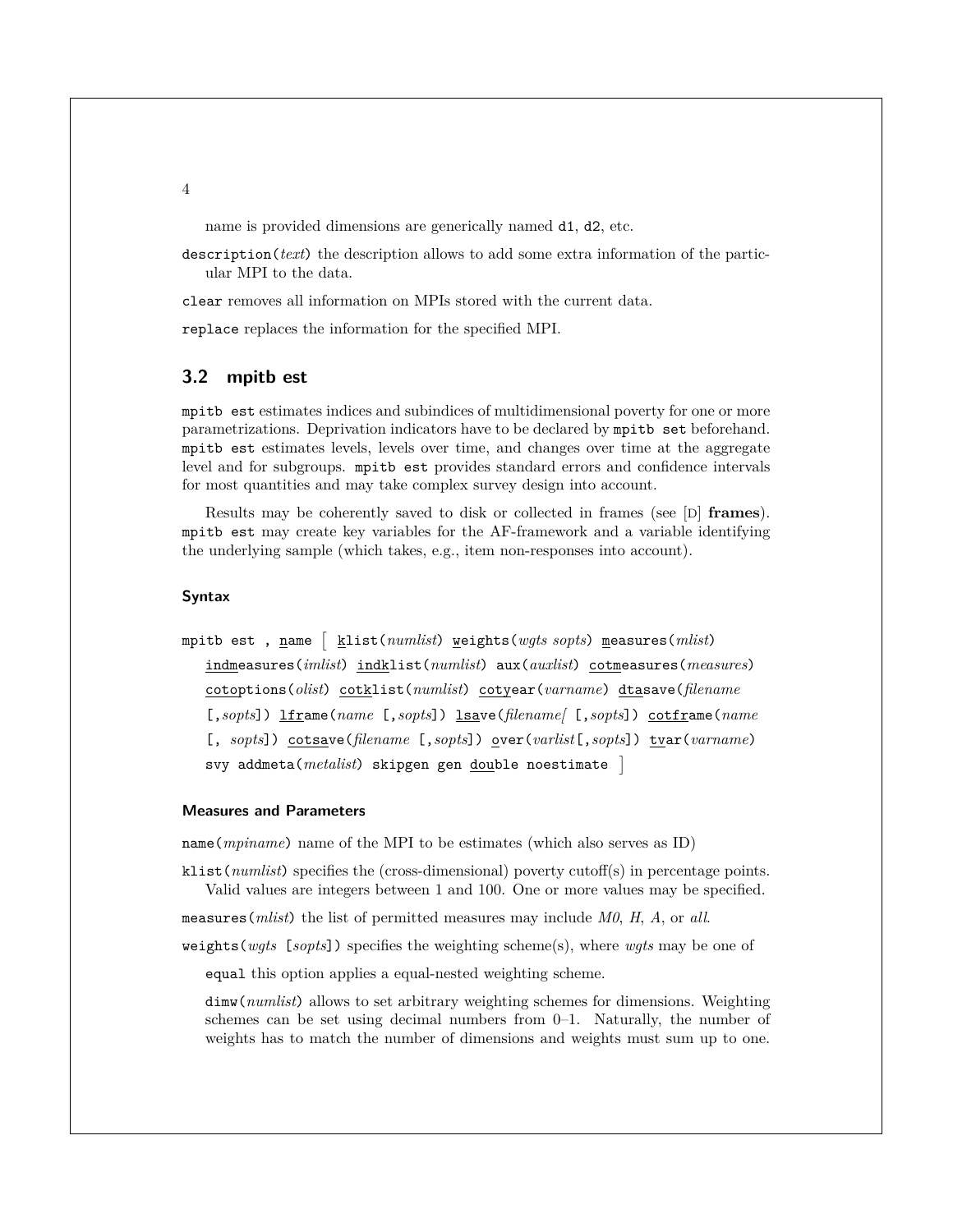name is provided dimensions are generically named d1, d2, etc.

description(*text*) the description allows to add some extra information of the particular MPI to the data.

clear removes all information on MPIs stored with the current data.

replace replaces the information for the specified MPI.

## 3.2 mpitb est

mpitb est estimates indices and subindices of multidimensional poverty for one or more parametrizations. Deprivation indicators have to be declared by mpitb set beforehand. mpitb est estimates levels, levels over time, and changes over time at the aggregate level and for subgroups. mpitb est provides standard errors and confidence intervals for most quantities and may take complex survey design into account.

Results may be coherently saved to disk or collected in frames (see [D] **frames**). mpitb est may create key variables for the AF-framework and a variable identifying the underlying sample (which takes, e.g., item non-responses into account).

#### Syntax

mpitb est , name [ klist(*numlist*) weights(*wgts sopts*) measures(*mlist*) indmeasures(*imlist*) indklist(*numlist*) aux(*auxlist*) cotmeasures(*measures*) cotoptions(*olist*) cotklist(*numlist*) cotyear(*varname*) dtasave(*filename* [,*sopts*]) lframe(*name* [,*sopts*]) lsave(*filename[* [,*sopts*]) cotframe(*name* [, *sopts*]) cotsave(*filename* [,*sopts*]) over(*varlist*[,*sopts*]) tvar(*varname*) svy addmeta(*metalist*) skipgen gen double noestimate ]

#### Measures and Parameters

name(*mpiname*) name of the MPI to be estimates (which also serves as ID)

klist(*numlist*) specifies the (cross-dimensional) poverty cutoff(s) in percentage points. Valid values are integers between 1 and 100. One or more values may be specified.

measures(*mlist*) the list of permitted measures may include *M0*, *H*, *A*, or *all*.

weights(*wgts* [*sopts*]) specifies the weighting scheme(s), where *wgts* may be one of

equal this option applies a equal-nested weighting scheme.

dimw(*numlist*) allows to set arbitrary weighting schemes for dimensions. Weighting schemes can be set using decimal numbers from 0–1. Naturally, the number of weights has to match the number of dimensions and weights must sum up to one.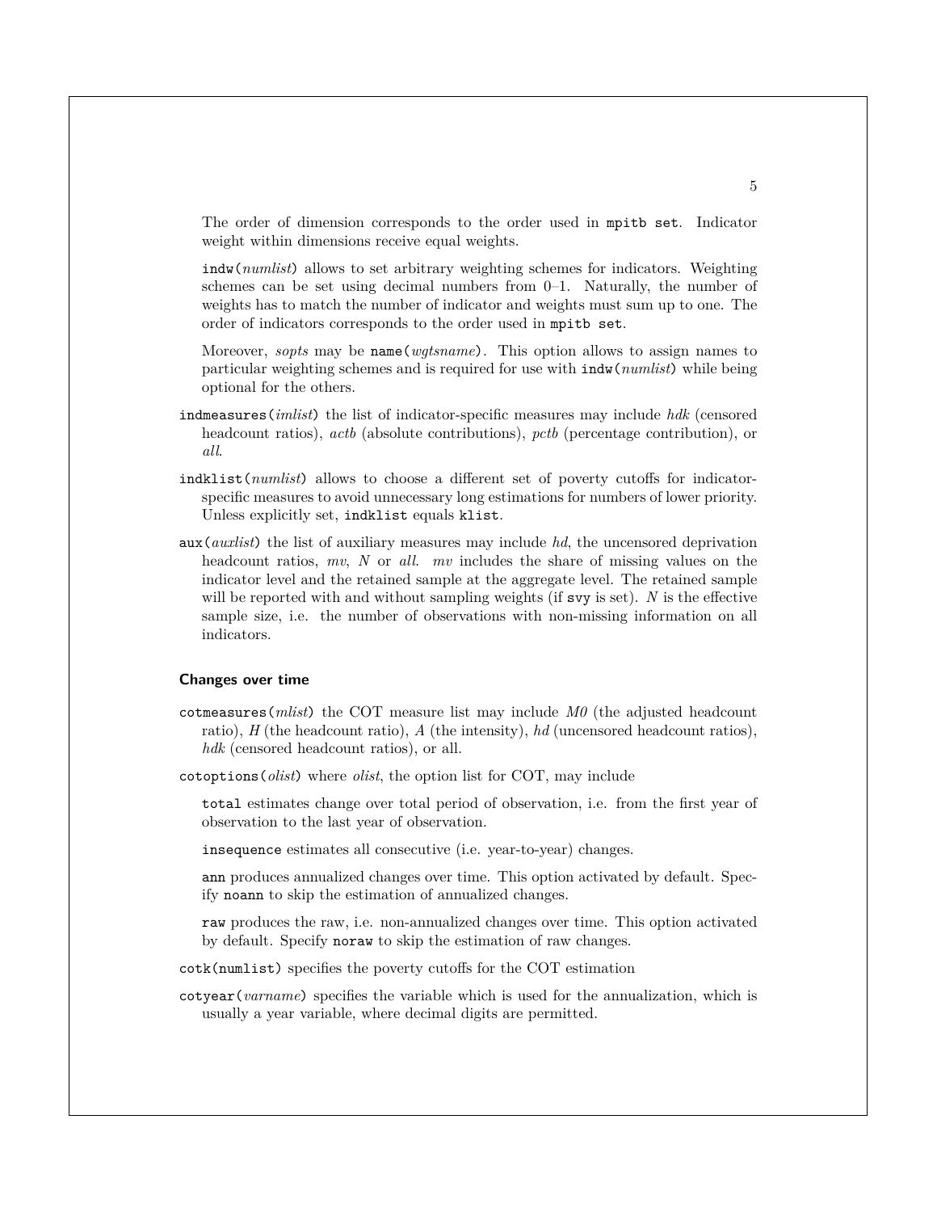The order of dimension corresponds to the order used in `mpitb set`. Indicator weight within dimensions receive equal weights.

`indw(`*numlist*`)` allows to set arbitrary weighting schemes for indicators. Weighting schemes can be set using decimal numbers from 0–1. Naturally, the number of weights has to match the number of indicator and weights must sum up to one. The order of indicators corresponds to the order used in `mpitb set`.

Moreover, *sopts* may be `name(`*wgtsname*`)`. This option allows to assign names to particular weighting schemes and is required for use with `indw(`*numlist*`)` while being optional for the others.

`indmeasures(`*imlist*`)` the list of indicator-specific measures may include *hdk* (censored headcount ratios), *actb* (absolute contributions), *pctb* (percentage contribution), or *all*.

`indklist(`*numlist*`)` allows to choose a different set of poverty cutoffs for indicator-specific measures to avoid unnecessary long estimations for numbers of lower priority. Unless explicitly set, `indklist` equals `klist`.

`aux(`*auxlist*`)` the list of auxiliary measures may include *hd*, the uncensored deprivation headcount ratios, *mv*, *N* or *all*. *mv* includes the share of missing values on the indicator level and the retained sample at the aggregate level. The retained sample will be reported with and without sampling weights (if `svy` is set). *N* is the effective sample size, i.e. the number of observations with non-missing information on all indicators.

### Changes over time

`cotmeasures(`*mlist*`)` the COT measure list may include *M0* (the adjusted headcount ratio), *H* (the headcount ratio), *A* (the intensity), *hd* (uncensored headcount ratios), *hdk* (censored headcount ratios), or all.

`cotoptions(`*olist*`)` where *olist*, the option list for COT, may include

`total` estimates change over total period of observation, i.e. from the first year of observation to the last year of observation.

`insequence` estimates all consecutive (i.e. year-to-year) changes.

`ann` produces annualized changes over time. This option activated by default. Specify `noann` to skip the estimation of annualized changes.

`raw` produces the raw, i.e. non-annualized changes over time. This option activated by default. Specify `noraw` to skip the estimation of raw changes.

`cotk(numlist)` specifies the poverty cutoffs for the COT estimation

`cotyear(`*varname*`)` specifies the variable which is used for the annualization, which is usually a year variable, where decimal digits are permitted.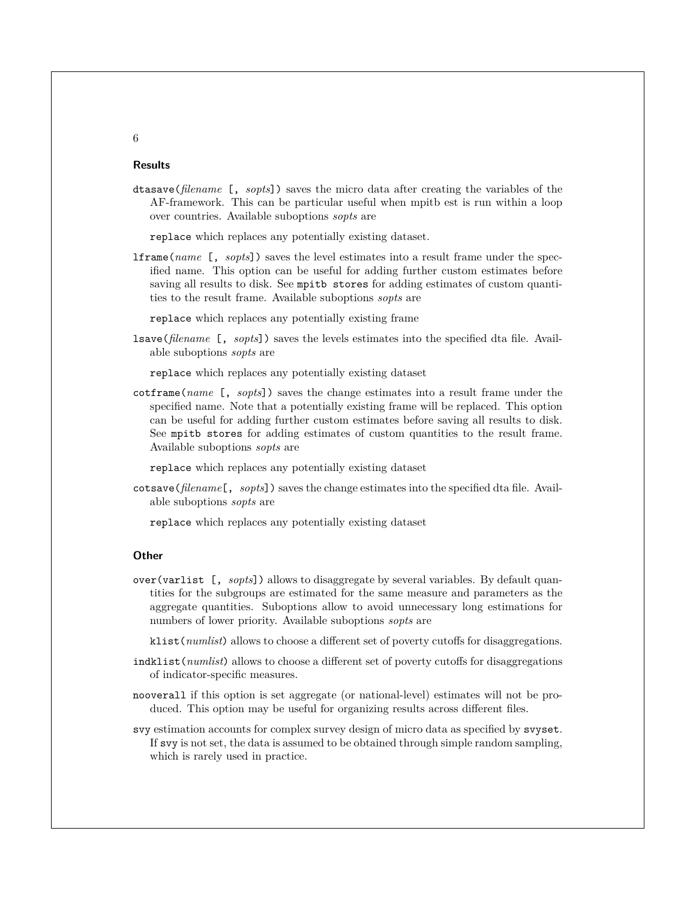### Results

`dtasave(`*filename* `[,` *sopts*`])` saves the micro data after creating the variables of the AF-framework. This can be particular useful when mpitb est is run within a loop over countries. Available suboptions *sopts* are

`replace` which replaces any potentially existing dataset.

`lframe(`*name* `[,` *sopts*`])` saves the level estimates into a result frame under the specified name. This option can be useful for adding further custom estimates before saving all results to disk. See `mpitb stores` for adding estimates of custom quantities to the result frame. Available suboptions *sopts* are

`replace` which replaces any potentially existing frame

`lsave(`*filename* `[,` *sopts*`])` saves the levels estimates into the specified dta file. Available suboptions *sopts* are

`replace` which replaces any potentially existing dataset

`cotframe(`*name* `[,` *sopts*`])` saves the change estimates into a result frame under the specified name. Note that a potentially existing frame will be replaced. This option can be useful for adding further custom estimates before saving all results to disk. See `mpitb stores` for adding estimates of custom quantities to the result frame. Available suboptions *sopts* are

`replace` which replaces any potentially existing dataset

`cotsave(`*filename*`[,` *sopts*`])` saves the change estimates into the specified dta file. Available suboptions *sopts* are

`replace` which replaces any potentially existing dataset

### Other

`over(varlist [,` *sopts*`])` allows to disaggregate by several variables. By default quantities for the subgroups are estimated for the same measure and parameters as the aggregate quantities. Suboptions allow to avoid unnecessary long estimations for numbers of lower priority. Available suboptions *sopts* are

`klist(`*numlist*`)` allows to choose a different set of poverty cutoffs for disaggregations.

`indklist(`*numlist*`)` allows to choose a different set of poverty cutoffs for disaggregations of indicator-specific measures.

`nooverall` if this option is set aggregate (or national-level) estimates will not be produced. This option may be useful for organizing results across different files.

`svy` estimation accounts for complex survey design of micro data as specified by `svyset`. If `svy` is not set, the data is assumed to be obtained through simple random sampling, which is rarely used in practice.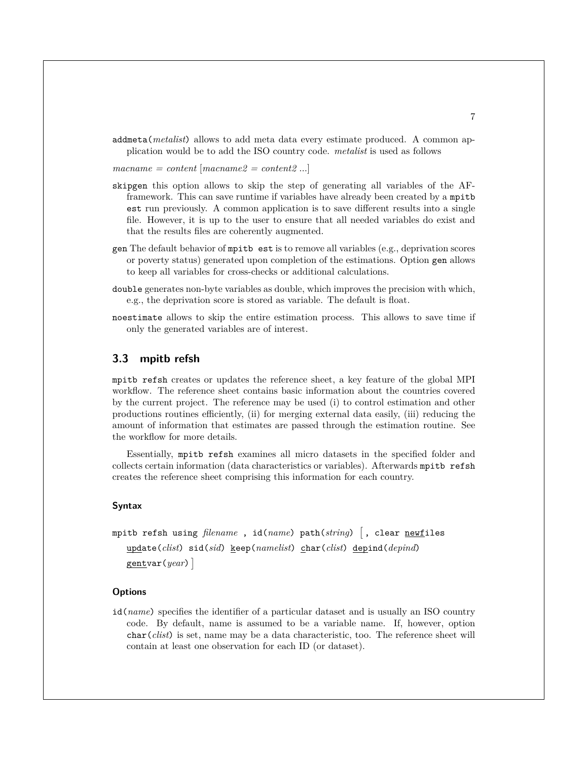`addmeta(`*metalist*`)` allows to add meta data every estimate produced. A common application would be to add the ISO country code. *metalist* is used as follows

*macname* = *content* [*macname2* = *content2* ...]

`skipgen` this option allows to skip the step of generating all variables of the AF-framework. This can save runtime if variables have already been created by a `mpitb est` run previously. A common application is to save different results into a single file. However, it is up to the user to ensure that all needed variables do exist and that the results files are coherently augmented.

`gen` The default behavior of `mpitb est` is to remove all variables (e.g., deprivation scores or poverty status) generated upon completion of the estimations. Option `gen` allows to keep all variables for cross-checks or additional calculations.

`double` generates non-byte variables as double, which improves the precision with which, e.g., the deprivation score is stored as variable. The default is float.

`noestimate` allows to skip the entire estimation process. This allows to save time if only the generated variables are of interest.

## 3.3 mpitb refsh

`mpitb refsh` creates or updates the reference sheet, a key feature of the global MPI workflow. The reference sheet contains basic information about the countries covered by the current project. The reference may be used (i) to control estimation and other productions routines efficiently, (ii) for merging external data easily, (iii) reducing the amount of information that estimates are passed through the estimation routine. See the workflow for more details.

Essentially, `mpitb refsh` examines all micro datasets in the specified folder and collects certain information (data characteristics or variables). Afterwards `mpitb refsh` creates the reference sheet comprising this information for each country.

### Syntax

`mpitb refsh using` *filename* `, id(`*name*`) path(`*string*`)` [`, clear newfiles update(`*clist*`) sid(`*sid*`) keep(`*namelist*`) char(`*clist*`) depind(`*depind*`) gentvar(`*year*`)`]

### Options

`id(`*name*`)` specifies the identifier of a particular dataset and is usually an ISO country code. By default, name is assumed to be a variable name. If, however, option `char(`*clist*`)` is set, name may be a data characteristic, too. The reference sheet will contain at least one observation for each ID (or dataset).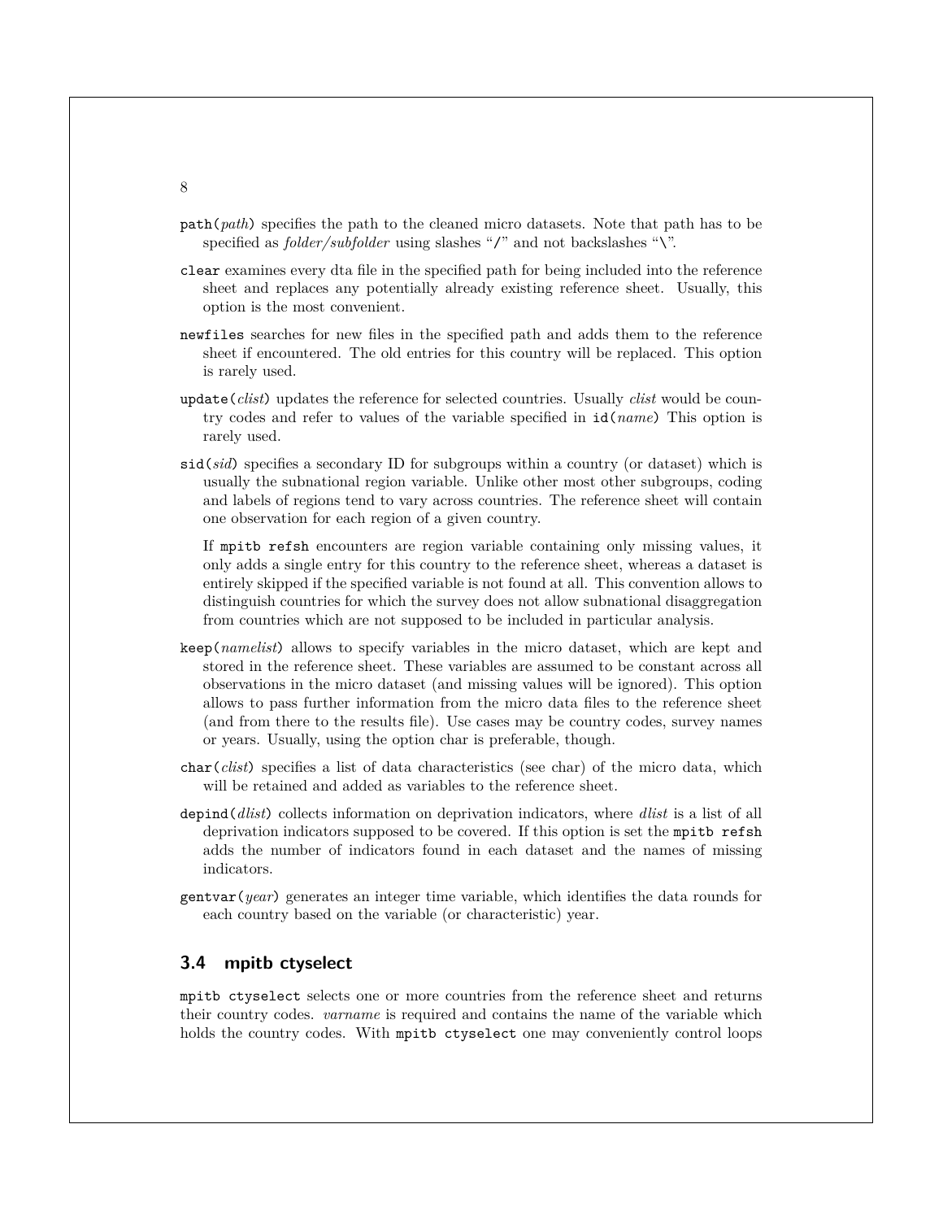`path(`*path*`)` specifies the path to the cleaned micro datasets. Note that path has to be specified as *folder/subfolder* using slashes "`/`" and not backslashes "`\`".

`clear` examines every dta file in the specified path for being included into the reference sheet and replaces any potentially already existing reference sheet. Usually, this option is the most convenient.

`newfiles` searches for new files in the specified path and adds them to the reference sheet if encountered. The old entries for this country will be replaced. This option is rarely used.

`update(`*clist*`)` updates the reference for selected countries. Usually *clist* would be country codes and refer to values of the variable specified in `id(`*name*`)` This option is rarely used.

`sid(`*sid*`)` specifies a secondary ID for subgroups within a country (or dataset) which is usually the subnational region variable. Unlike other most other subgroups, coding and labels of regions tend to vary across countries. The reference sheet will contain one observation for each region of a given country.

If `mpitb refsh` encounters are region variable containing only missing values, it only adds a single entry for this country to the reference sheet, whereas a dataset is entirely skipped if the specified variable is not found at all. This convention allows to distinguish countries for which the survey does not allow subnational disaggregation from countries which are not supposed to be included in particular analysis.

`keep(`*namelist*`)` allows to specify variables in the micro dataset, which are kept and stored in the reference sheet. These variables are assumed to be constant across all observations in the micro dataset (and missing values will be ignored). This option allows to pass further information from the micro data files to the reference sheet (and from there to the results file). Use cases may be country codes, survey names or years. Usually, using the option char is preferable, though.

`char(`*clist*`)` specifies a list of data characteristics (see char) of the micro data, which will be retained and added as variables to the reference sheet.

`depind(`*dlist*`)` collects information on deprivation indicators, where *dlist* is a list of all deprivation indicators supposed to be covered. If this option is set the `mpitb refsh` adds the number of indicators found in each dataset and the names of missing indicators.

`gentvar(`*year*`)` generates an integer time variable, which identifies the data rounds for each country based on the variable (or characteristic) year.

## 3.4 mpitb ctyselect

`mpitb ctyselect` selects one or more countries from the reference sheet and returns their country codes. *varname* is required and contains the name of the variable which holds the country codes. With `mpitb ctyselect` one may conveniently control loops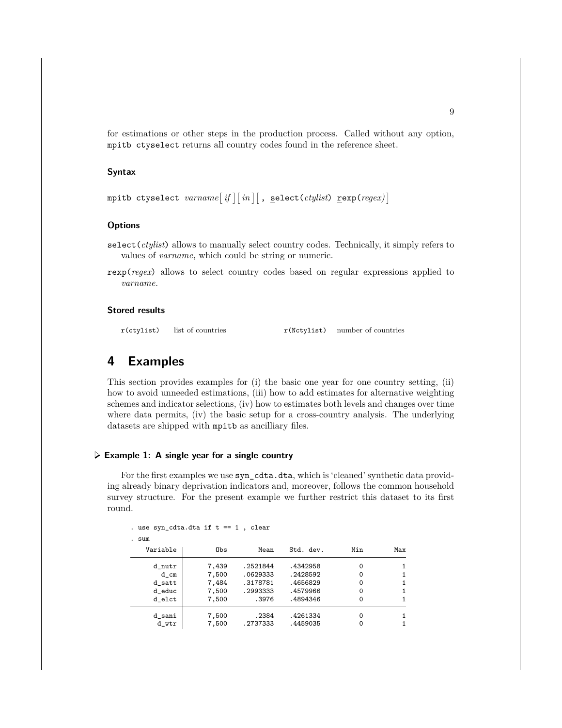for estimations or other steps in the production process. Called without any option, `mpitb ctyselect` returns all country codes found in the reference sheet.

### Syntax

`mpitb ctyselect` *varname* [ *if* ] [ *in* ] [ , `select(`*ctylist*`)` `rexp(`*regex*`)` ]

### Options

`select(`*ctylist*`)` allows to manually select country codes. Technically, it simply refers to values of *varname*, which could be string or numeric.

`rexp(`*regex*`)` allows to select country codes based on regular expressions applied to *varname*.

### Stored results

| | | | |
|---|---|---|---|
| `r(ctylist)` | list of countries | `r(Nctylist)` | number of countries |

## 4 Examples

This section provides examples for (i) the basic one year for one country setting, (ii) how to avoid unneeded estimations, (iii) how to add estimates for alternative weighting schemes and indicator selections, (iv) how to estimates both levels and changes over time where data permits, (iv) the basic setup for a cross-country analysis. The underlying datasets are shipped with `mpitb` as ancilliary files.

### ▷ Example 1: A single year for a single country

For the first examples we use `syn_cdta.dta`, which is 'cleaned' synthetic data providing already binary deprivation indicators and, moreover, follows the common household survey structure. For the present example we further restrict this dataset to its first round.

```
. use syn_cdta.dta if t == 1 , clear
. sum
    Variable |        Obs        Mean    Std. dev.       Min        Max
-------------+---------------------------------------------------------
      d_nutr |      7,439    .2521844    .4342958          0          1
        d_cm |      7,500    .0629333    .2428592          0          1
      d_satt |      7,484    .3178781    .4656829          0          1
      d_educ |      7,500    .2993333    .4579966          0          1
      d_elct |      7,500       .3976    .4894346          0          1
-------------+---------------------------------------------------------
      d_sani |      7,500       .2384    .4261334          0          1
       d_wtr |      7,500    .2737333    .4459035          0          1
```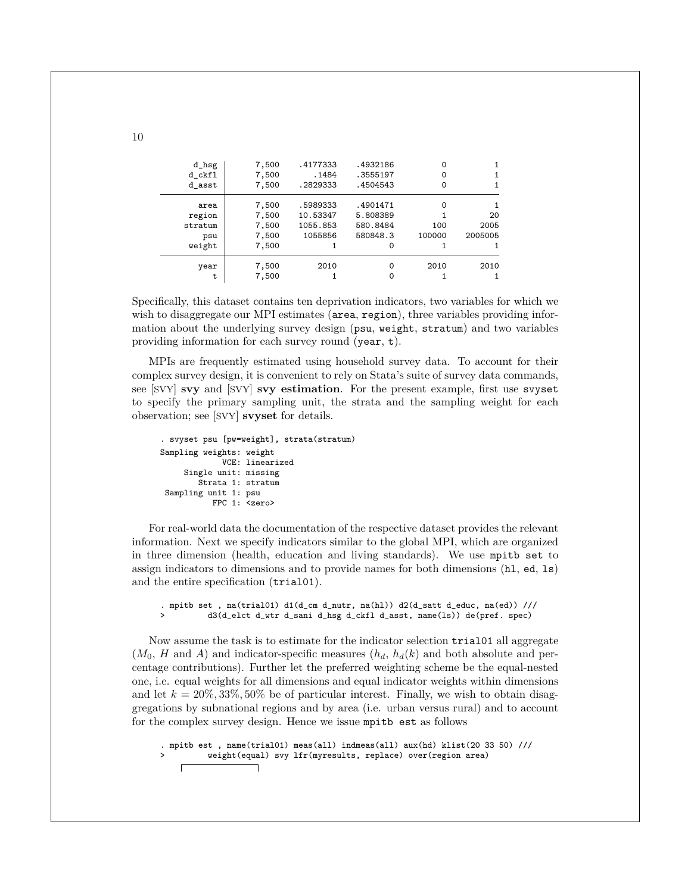```
       d_hsg |      7,500    .4177333    .4932186          0          1
      d_ckfl |      7,500       .1484    .3555197          0          1
      d_asst |      7,500    .2829333    .4504543          0          1
-------------+---------------------------------------------------------
        area |      7,500    .5989333    .4901471          0          1
      region |      7,500    10.53347    5.808389          1         20
     stratum |      7,500    1055.853    580.8484        100       2005
         psu |      7,500     1055856    580848.3     100000    2005005
      weight |      7,500           1           0          1          1
-------------+---------------------------------------------------------
        year |      7,500        2010           0       2010       2010
           t |      7,500           1           0          1          1
```

Specifically, this dataset contains ten deprivation indicators, two variables for which we wish to disaggregate our MPI estimates (`area`, `region`), three variables providing information about the underlying survey design (`psu`, `weight`, `stratum`) and two variables providing information for each survey round (`year`, `t`).

MPIs are frequently estimated using household survey data. To account for their complex survey design, it is convenient to rely on Stata's suite of survey data commands, see [SVY] **svy** and [SVY] **svy estimation**. For the present example, first use `svyset` to specify the primary sampling unit, the strata and the sampling weight for each observation; see [SVY] **svyset** for details.

```
. svyset psu [pw=weight], strata(stratum)
Sampling weights: weight
             VCE: linearized
     Single unit: missing
        Strata 1: stratum
 Sampling unit 1: psu
           FPC 1: <zero>
```

For real-world data the documentation of the respective dataset provides the relevant information. Next we specify indicators similar to the global MPI, which are organized in three dimension (health, education and living standards). We use `mpitb set` to assign indicators to dimensions and to provide names for both dimensions (`hl`, `ed`, `ls`) and the entire specification (`trial01`).

```
. mpitb set , na(trial01) d1(d_cm d_nutr, na(hl)) d2(d_satt d_educ, na(ed)) ///
>         d3(d_elct d_wtr d_sani d_hsg d_ckfl d_asst, name(ls)) de(pref. spec)
```

Now assume the task is to estimate for the indicator selection `trial01` all aggregate ($M_0$, $H$ and $A$) and indicator-specific measures ($h_d$, $h_d(k)$ and both absolute and percentage contributions). Further let the preferred weighting scheme be the equal-nested one, i.e. equal weights for all dimensions and equal indicator weights within dimensions and let $k = 20\%, 33\%, 50\%$ be of particular interest. Finally, we wish to obtain disaggregations by subnational regions and by area (i.e. urban versus rural) and to account for the complex survey design. Hence we issue `mpitb est` as follows

```
. mpitb est , name(trial01) meas(all) indmeas(all) aux(hd) klist(20 33 50) ///
>         weight(equal) svy lfr(myresults, replace) over(region area)
```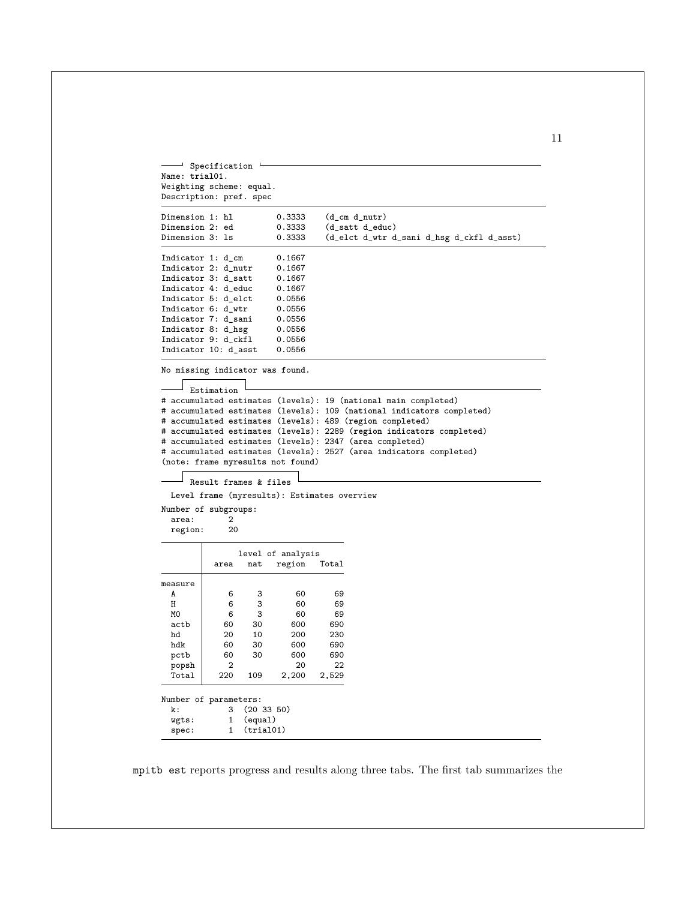```
── Specification ──────────────────────────────────────────────
Name: trial01.
Weighting scheme: equal.
Description: pref. spec
──────────────────────────────────────────────────────────────────
Dimension 1: hl         0.3333    (d_cm d_nutr)
Dimension 2: ed         0.3333    (d_satt d_educ)
Dimension 3: ls         0.3333    (d_elct d_wtr d_sani d_hsg d_ckfl d_asst)
──────────────────────────────────────────────────────────────────
Indicator 1: d_cm       0.1667
Indicator 2: d_nutr     0.1667
Indicator 3: d_satt     0.1667
Indicator 4: d_educ     0.1667
Indicator 5: d_elct     0.0556
Indicator 6: d_wtr      0.0556
Indicator 7: d_sani     0.0556
Indicator 8: d_hsg      0.0556
Indicator 9: d_ckfl     0.0556
Indicator 10: d_asst    0.0556
──────────────────────────────────────────────────────────────────
No missing indicator was found.

── Estimation ─────────────────────────────────────────────────
# accumulated estimates (levels): 19 (national main completed)
# accumulated estimates (levels): 109 (national indicators completed)
# accumulated estimates (levels): 489 (region completed)
# accumulated estimates (levels): 2289 (region indicators completed)
# accumulated estimates (levels): 2347 (area completed)
# accumulated estimates (levels): 2527 (area indicators completed)
(note: frame myresults not found)

── Result frames & files ──────────────────────────────────────
  Level frame (myresults): Estimates overview

Number of subgroups:
  area:       2
  region:    20

         |        level of analysis
         |   area    nat   region   Total
---------+-------------------------------
measure  |
  A      |      6      3       60      69
  H      |      6      3       60      69
  M0     |      6      3       60      69
  actb   |     60     30      600     690
  hd     |     20     10      200     230
  hdk    |     60     30      600     690
  pctb   |     60     30      600     690
  popsh  |      2              20      22
  Total  |    220    109    2,200   2,529
------------------------------------------

Number of parameters:
  k:        3  (20 33 50)
  wgts:     1  (equal)
  spec:     1  (trial01)
──────────────────────────────────────────────────────────────────
```

`mpitb est` reports progress and results along three tabs. The first tab summarizes the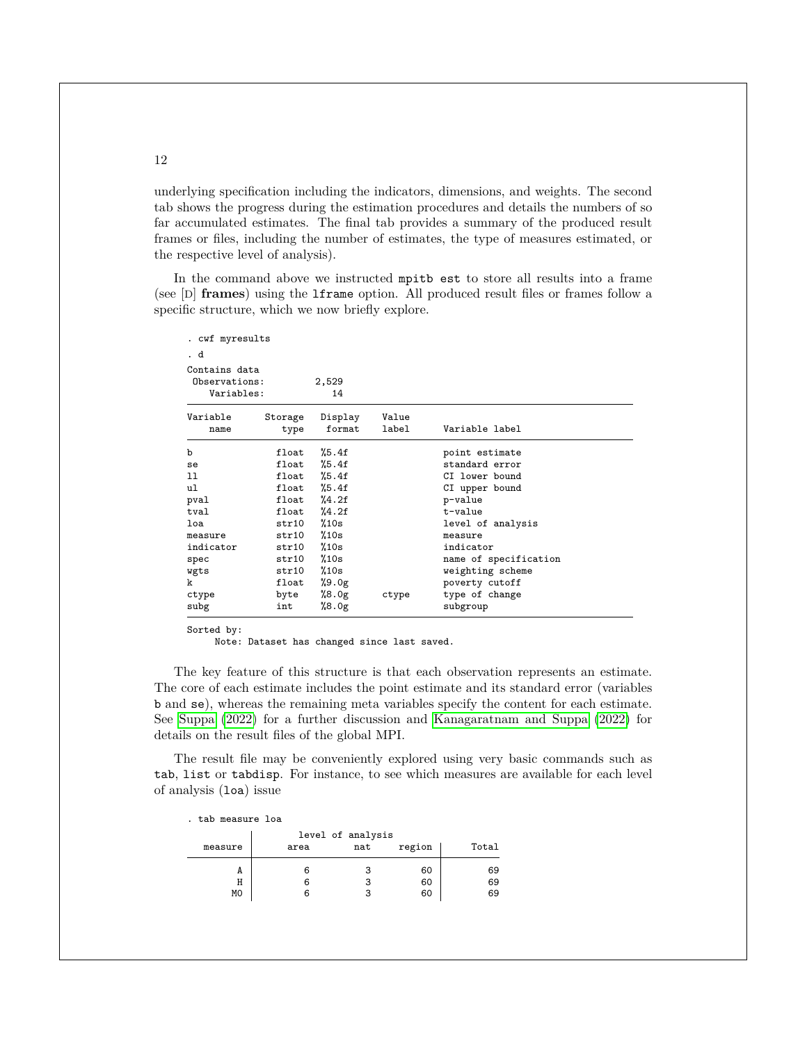underlying specification including the indicators, dimensions, and weights. The second tab shows the progress during the estimation procedures and details the numbers of so far accumulated estimates. The final tab provides a summary of the produced result frames or files, including the number of estimates, the type of measures estimated, or the respective level of analysis).

In the command above we instructed `mpitb est` to store all results into a frame (see [D] **frames**) using the `lframe` option. All produced result files or frames follow a specific structure, which we now briefly explore.

```
. cwf myresults
. d
Contains data
 Observations:         2,529
    Variables:            14
--------------------------------------------------------------------------------
Variable      Storage   Display    Value
    name         type    format    label      Variable label
--------------------------------------------------------------------------------
b               float   %5.4f                 point estimate
se              float   %5.4f                 standard error
ll              float   %5.4f                 CI lower bound
ul              float   %5.4f                 CI upper bound
pval            float   %4.2f                 p-value
tval            float   %4.2f                 t-value
loa             str10   %10s                  level of analysis
measure         str10   %10s                  measure
indicator       str10   %10s                  indicator
spec            str10   %10s                  name of specification
wgts            str10   %10s                  weighting scheme
k               float   %9.0g                 poverty cutoff
ctype           byte    %8.0g      ctype      type of change
subg            int     %8.0g                 subgroup
--------------------------------------------------------------------------------
Sorted by:
     Note: Dataset has changed since last saved.
```

The key feature of this structure is that each observation represents an estimate. The core of each estimate includes the point estimate and its standard error (variables `b` and `se`), whereas the remaining meta variables specify the content for each estimate. See Suppa (2022) for a further discussion and Kanagaratnam and Suppa (2022) for details on the result files of the global MPI.

The result file may be conveniently explored using very basic commands such as `tab`, `list` or `tabdisp`. For instance, to see which measures are available for each level of analysis (`loa`) issue

```
. tab measure loa
           |        level of analysis
   measure |      area        nat     region |     Total
-----------+---------------------------------+----------
         A |         6          3         60 |        69
         H |         6          3         60 |        69
        M0 |         6          3         60 |        69
```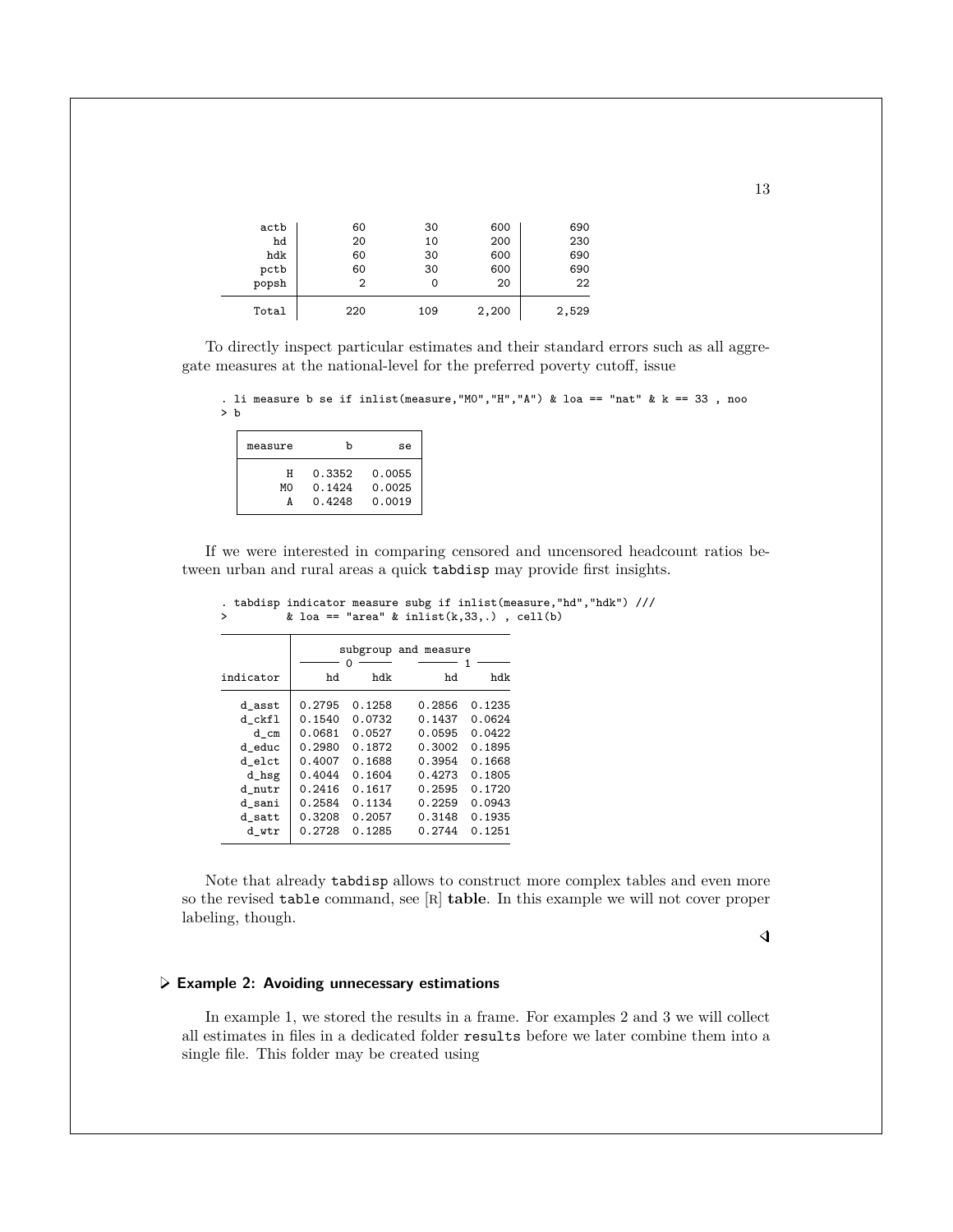| | | | | |
|---|---|---|---|---|
| actb | 60 | 30 | 600 | 690 |
| hd | 20 | 10 | 200 | 230 |
| hdk | 60 | 30 | 600 | 690 |
| pctb | 60 | 30 | 600 | 690 |
| popsh | 2 | 0 | 20 | 22 |
| Total | 220 | 109 | 2,200 | 2,529 |

To directly inspect particular estimates and their standard errors such as all aggregate measures at the national-level for the preferred poverty cutoff, issue

```
. li measure b se if inlist(measure,"M0","H","A") & loa == "nat" & k == 33 , noo
> b
```

| measure | b | se |
|---|---|---|
| H | 0.3352 | 0.0055 |
| M0 | 0.1424 | 0.0025 |
| A | 0.4248 | 0.0019 |

If we were interested in comparing censored and uncensored headcount ratios between urban and rural areas a quick `tabdisp` may provide first insights.

```
. tabdisp indicator measure subg if inlist(measure,"hd","hdk") ///
>         & loa == "area" & inlist(k,33,.) , cell(b)
```

| | subgroup and measure | | | |
|---|---|---|---|---|
| | 0 | | 1 | |
| indicator | hd | hdk | hd | hdk |
| d_asst | 0.2795 | 0.1258 | 0.2856 | 0.1235 |
| d_ckfl | 0.1540 | 0.0732 | 0.1437 | 0.0624 |
| d_cm | 0.0681 | 0.0527 | 0.0595 | 0.0422 |
| d_educ | 0.2980 | 0.1872 | 0.3002 | 0.1895 |
| d_elct | 0.4007 | 0.1688 | 0.3954 | 0.1668 |
| d_hsg | 0.4044 | 0.1604 | 0.4273 | 0.1805 |
| d_nutr | 0.2416 | 0.1617 | 0.2595 | 0.1720 |
| d_sani | 0.2584 | 0.1134 | 0.2259 | 0.0943 |
| d_satt | 0.3208 | 0.2057 | 0.3148 | 0.1935 |
| d_wtr | 0.2728 | 0.1285 | 0.2744 | 0.1251 |

Note that already `tabdisp` allows to construct more complex tables and even more so the revised `table` command, see [R] **table**. In this example we will not cover proper labeling, though.

◁

### ▷ Example 2: Avoiding unnecessary estimations

In example 1, we stored the results in a frame. For examples 2 and 3 we will collect all estimates in files in a dedicated folder `results` before we later combine them into a single file. This folder may be created using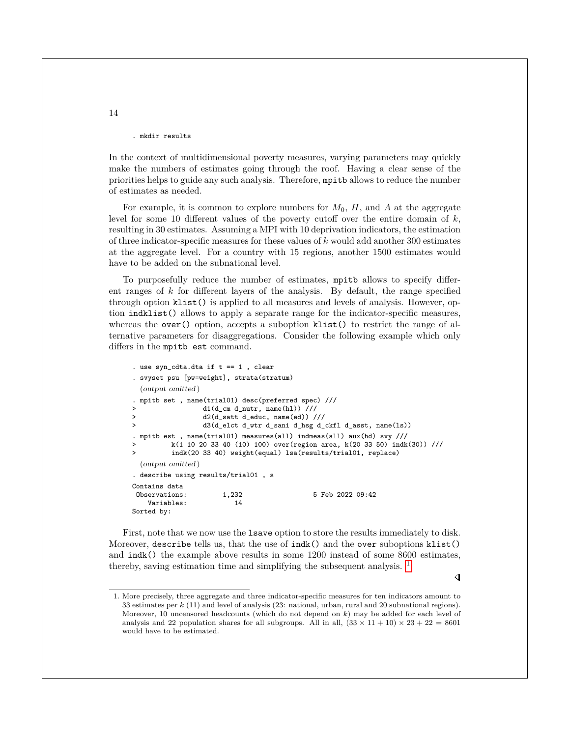```
. mkdir results
```

In the context of multidimensional poverty measures, varying parameters may quickly make the numbers of estimates going through the roof. Having a clear sense of the priorities helps to guide any such analysis. Therefore, `mpitb` allows to reduce the number of estimates as needed.

For example, it is common to explore numbers for $M_0$, $H$, and $A$ at the aggregate level for some 10 different values of the poverty cutoff over the entire domain of $k$, resulting in 30 estimates. Assuming a MPI with 10 deprivation indicators, the estimation of three indicator-specific measures for these values of $k$ would add another 300 estimates at the aggregate level. For a country with 15 regions, another 1500 estimates would have to be added on the subnational level.

To purposefully reduce the number of estimates, `mpitb` allows to specify different ranges of $k$ for different layers of the analysis. By default, the range specified through option `klist()` is applied to all measures and levels of analysis. However, option `indklist()` allows to apply a separate range for the indicator-specific measures, whereas the `over()` option, accepts a suboption `klist()` to restrict the range of alternative parameters for disaggregations. Consider the following example which only differs in the `mpitb est` command.

```
. use syn_cdta.dta if t == 1 , clear
. svyset psu [pw=weight], strata(stratum)
  (output omitted)
. mpitb set , name(trial01) desc(preferred spec) ///
>                 d1(d_cm d_nutr, name(hl)) ///
>                 d2(d_satt d_educ, name(ed)) ///
>                 d3(d_elct d_wtr d_sani d_hsg d_ckfl d_asst, name(ls))
. mpitb est , name(trial01) measures(all) indmeas(all) aux(hd) svy ///
>         k(1 10 20 33 40 (10) 100) over(region area, k(20 33 50) indk(30)) ///
>         indk(20 33 40) weight(equal) lsa(results/trial01, replace)
  (output omitted)
. describe using results/trial01 , s
Contains data
 Observations:         1,232                  5 Feb 2022 09:42
    Variables:            14
Sorted by:
```

First, note that we now use the `lsave` option to store the results immediately to disk. Moreover, `describe` tells us, that the use of `indk()` and the `over` suboptions `klist()` and `indk()` the example above results in some 1200 instead of some 8600 estimates, thereby, saving estimation time and simplifying the subsequent analysis. [1]

◁

1. More precisely, three aggregate and three indicator-specific measures for ten indicators amount to 33 estimates per $k$ (11) and level of analysis (23: national, urban, rural and 20 subnational regions). Moreover, 10 uncensored headcounts (which do not depend on $k$) may be added for each level of analysis and 22 population shares for all subgroups. All in all, $(33 \times 11 + 10) \times 23 + 22 = 8601$ would have to be estimated.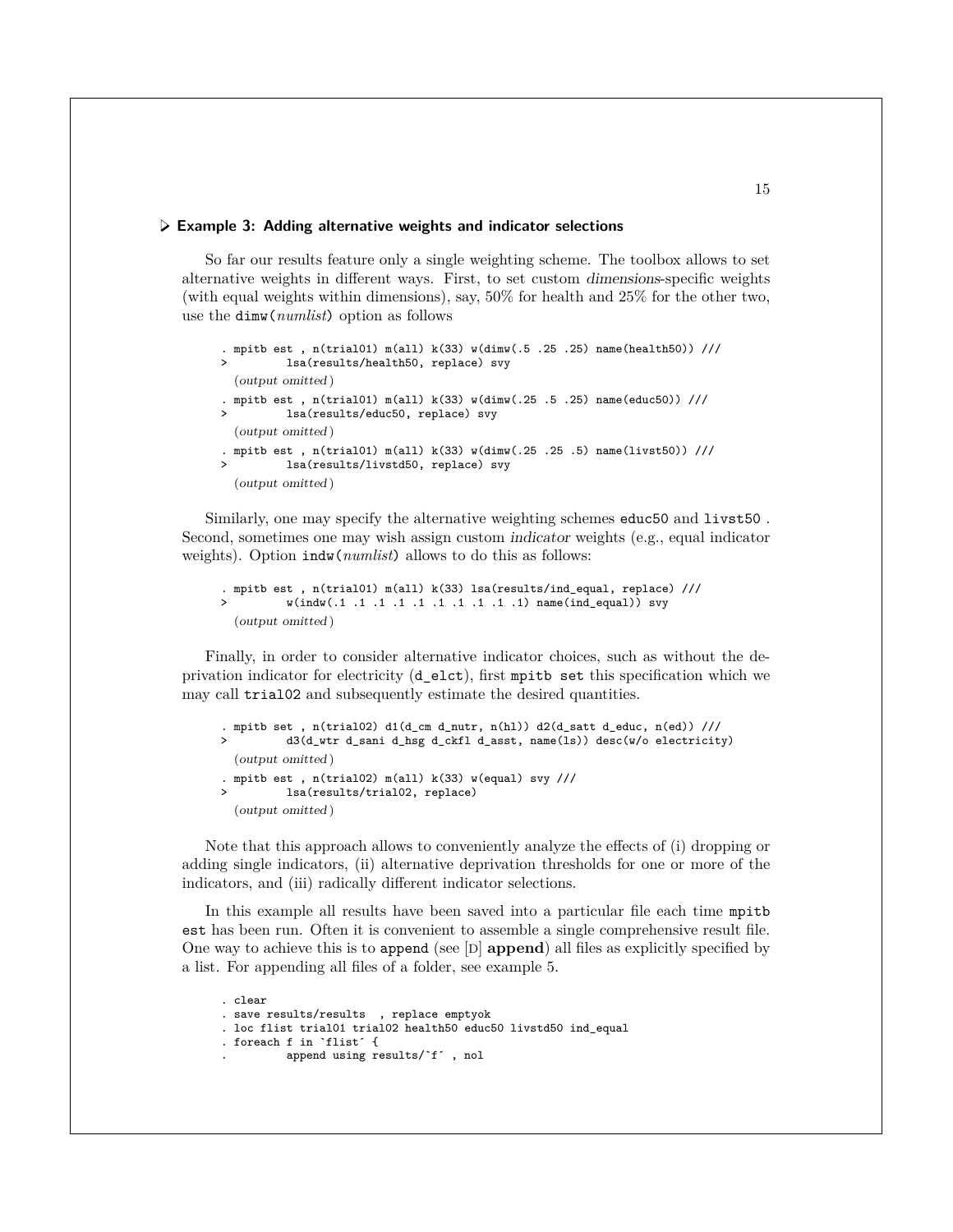### ▷ Example 3: Adding alternative weights and indicator selections

So far our results feature only a single weighting scheme. The toolbox allows to set alternative weights in different ways. First, to set custom *dimensions*-specific weights (with equal weights within dimensions), say, 50% for health and 25% for the other two, use the `dimw(`*numlist*`)` option as follows

```
. mpitb est , n(trial01) m(all) k(33) w(dimw(.5 .25 .25) name(health50)) ///
>         lsa(results/health50, replace) svy
  (output omitted)
. mpitb est , n(trial01) m(all) k(33) w(dimw(.25 .5 .25) name(educ50)) ///
>         lsa(results/educ50, replace) svy
  (output omitted)
. mpitb est , n(trial01) m(all) k(33) w(dimw(.25 .25 .5) name(livst50)) ///
>         lsa(results/livstd50, replace) svy
  (output omitted)
```

Similarly, one may specify the alternative weighting schemes `educ50` and `livst50` . Second, sometimes one may wish assign custom *indicator* weights (e.g., equal indicator weights). Option `indw(`*numlist*`)` allows to do this as follows:

```
. mpitb est , n(trial01) m(all) k(33) lsa(results/ind_equal, replace) ///
>         w(indw(.1 .1 .1 .1 .1 .1 .1 .1 .1 .1) name(ind_equal)) svy
  (output omitted)
```

Finally, in order to consider alternative indicator choices, such as without the deprivation indicator for electricity (`d_elct`), first `mpitb set` this specification which we may call `trial02` and subsequently estimate the desired quantities.

```
. mpitb set , n(trial02) d1(d_cm d_nutr, n(hl)) d2(d_satt d_educ, n(ed)) ///
>         d3(d_wtr d_sani d_hsg d_ckfl d_asst, name(ls)) desc(w/o electricity)
  (output omitted)
. mpitb est , n(trial02) m(all) k(33) w(equal) svy ///
>         lsa(results/trial02, replace)
  (output omitted)
```

Note that this approach allows to conveniently analyze the effects of (i) dropping or adding single indicators, (ii) alternative deprivation thresholds for one or more of the indicators, and (iii) radically different indicator selections.

In this example all results have been saved into a particular file each time `mpitb est` has been run. Often it is convenient to assemble a single comprehensive result file. One way to achieve this is to `append` (see [D] **append**) all files as explicitly specified by a list. For appending all files of a folder, see example 5.

```
. clear
. save results/results  , replace emptyok
. loc flist trial01 trial02 health50 educ50 livstd50 ind_equal
. foreach f in `flist´ {
.         append using results/`f´ , nol
```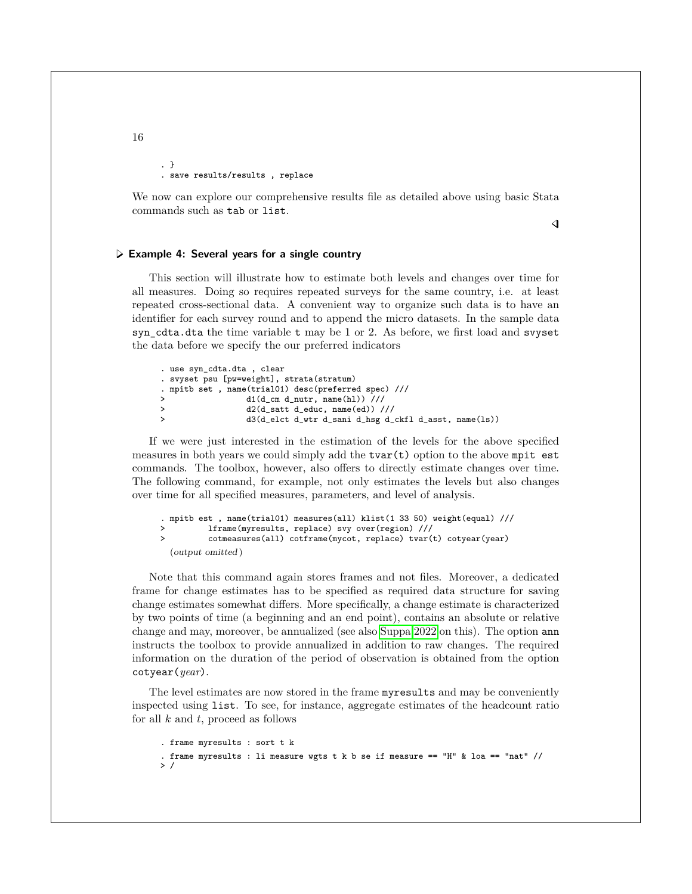```
. }
. save results/results , replace
```

We now can explore our comprehensive results file as detailed above using basic Stata commands such as `tab` or `list`.

◁

### ▷ Example 4: Several years for a single country

This section will illustrate how to estimate both levels and changes over time for all measures. Doing so requires repeated surveys for the same country, i.e. at least repeated cross-sectional data. A convenient way to organize such data is to have an identifier for each survey round and to append the micro datasets. In the sample data `syn_cdta.dta` the time variable `t` may be 1 or 2. As before, we first load and `svyset` the data before we specify the our preferred indicators

```
. use syn_cdta.dta , clear
. svyset psu [pw=weight], strata(stratum)
. mpitb set , name(trial01) desc(preferred spec) ///
>               d1(d_cm d_nutr, name(hl)) ///
>               d2(d_satt d_educ, name(ed)) ///
>               d3(d_elct d_wtr d_sani d_hsg d_ckfl d_asst, name(ls))
```

If we were just interested in the estimation of the levels for the above specified measures in both years we could simply add the `tvar(t)` option to the above `mpit est` commands. The toolbox, however, also offers to directly estimate changes over time. The following command, for example, not only estimates the levels but also changes over time for all specified measures, parameters, and level of analysis.

```
. mpitb est , name(trial01) measures(all) klist(1 33 50) weight(equal) ///
>         lframe(myresults, replace) svy over(region) ///
>         cotmeasures(all) cotframe(mycot, replace) tvar(t) cotyear(year)
  (output omitted)
```

Note that this command again stores frames and not files. Moreover, a dedicated frame for change estimates has to be specified as required data structure for saving change estimates somewhat differs. More specifically, a change estimate is characterized by two points of time (a beginning and an end point), contains an absolute or relative change and may, moreover, be annualized (see also Suppa 2022 on this). The option `ann` instructs the toolbox to provide annualized in addition to raw changes. The required information on the duration of the period of observation is obtained from the option `cotyear(`*year*`)`.

The level estimates are now stored in the frame `myresults` and may be conveniently inspected using `list`. To see, for instance, aggregate estimates of the headcount ratio for all $k$ and $t$, proceed as follows

```
. frame myresults : sort t k
. frame myresults : li measure wgts t k b se if measure == "H" & loa == "nat" //
> /
```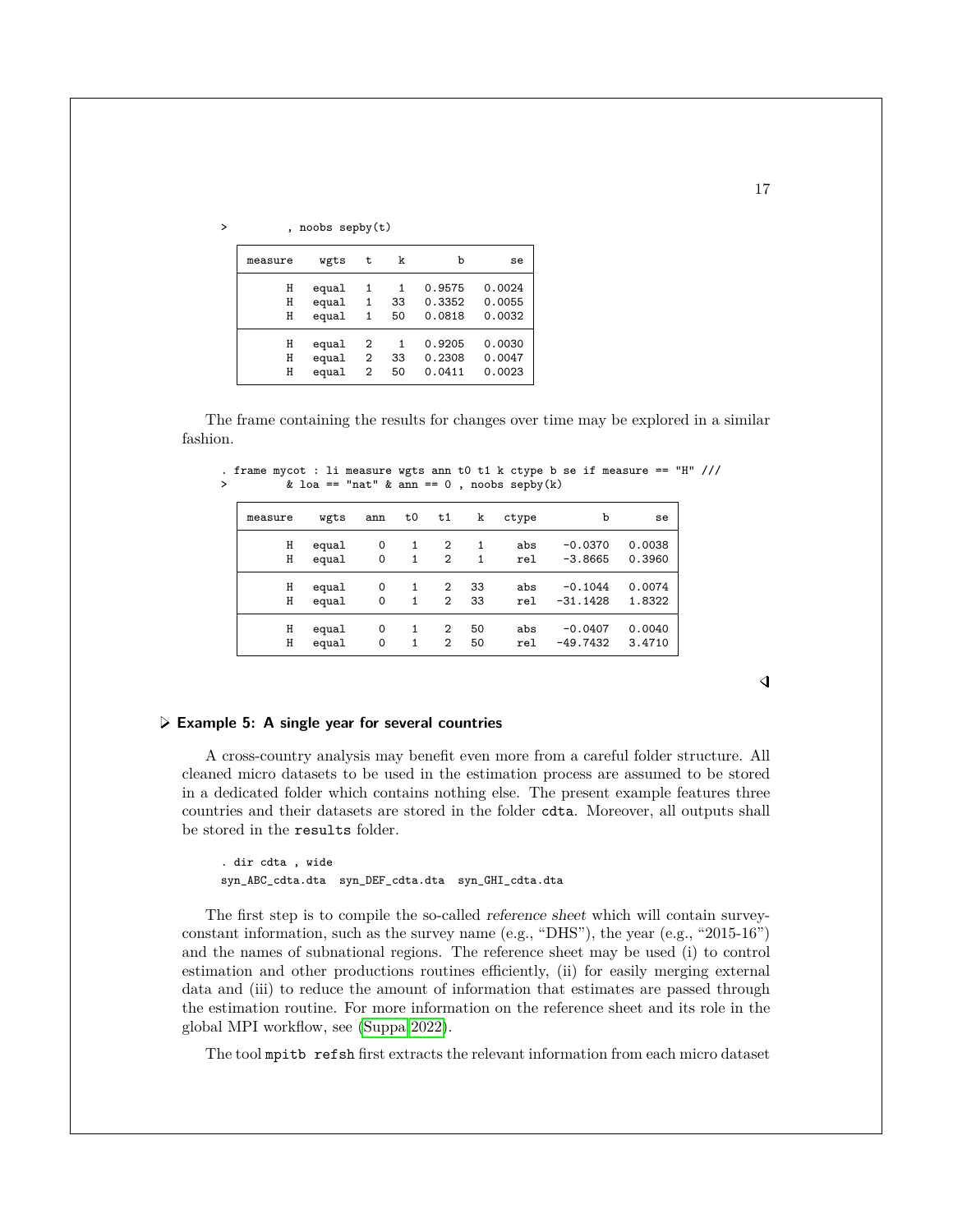```
>         , noobs sepby(t)
```

| measure | wgts | t | k | b | se |
|---|---|---|---|---|---|
| H | equal | 1 | 1 | 0.9575 | 0.0024 |
| H | equal | 1 | 33 | 0.3352 | 0.0055 |
| H | equal | 1 | 50 | 0.0818 | 0.0032 |
| H | equal | 2 | 1 | 0.9205 | 0.0030 |
| H | equal | 2 | 33 | 0.2308 | 0.0047 |
| H | equal | 2 | 50 | 0.0411 | 0.0023 |

The frame containing the results for changes over time may be explored in a similar fashion.

```
. frame mycot : li measure wgts ann t0 t1 k ctype b se if measure == "H" ///
>         & loa == "nat" & ann == 0 , noobs sepby(k)
```

| measure | wgts | ann | t0 | t1 | k | ctype | b | se |
|---|---|---|---|---|---|---|---|---|
| H | equal | 0 | 1 | 2 | 1 | abs | -0.0370 | 0.0038 |
| H | equal | 0 | 1 | 2 | 1 | rel | -3.8665 | 0.3960 |
| H | equal | 0 | 1 | 2 | 33 | abs | -0.1044 | 0.0074 |
| H | equal | 0 | 1 | 2 | 33 | rel | -31.1428 | 1.8322 |
| H | equal | 0 | 1 | 2 | 50 | abs | -0.0407 | 0.0040 |
| H | equal | 0 | 1 | 2 | 50 | rel | -49.7432 | 3.4710 |

◁

### ▷ Example 5: A single year for several countries

A cross-country analysis may benefit even more from a careful folder structure. All cleaned micro datasets to be used in the estimation process are assumed to be stored in a dedicated folder which contains nothing else. The present example features three countries and their datasets are stored in the folder `cdta`. Moreover, all outputs shall be stored in the `results` folder.

```
. dir cdta , wide
syn_ABC_cdta.dta  syn_DEF_cdta.dta  syn_GHI_cdta.dta
```

The first step is to compile the so-called *reference sheet* which will contain survey-constant information, such as the survey name (e.g., "DHS"), the year (e.g., "2015-16") and the names of subnational regions. The reference sheet may be used (i) to control estimation and other productions routines efficiently, (ii) for easily merging external data and (iii) to reduce the amount of information that estimates are passed through the estimation routine. For more information on the reference sheet and its role in the global MPI workflow, see (Suppa 2022).

The tool `mpitb refsh` first extracts the relevant information from each micro dataset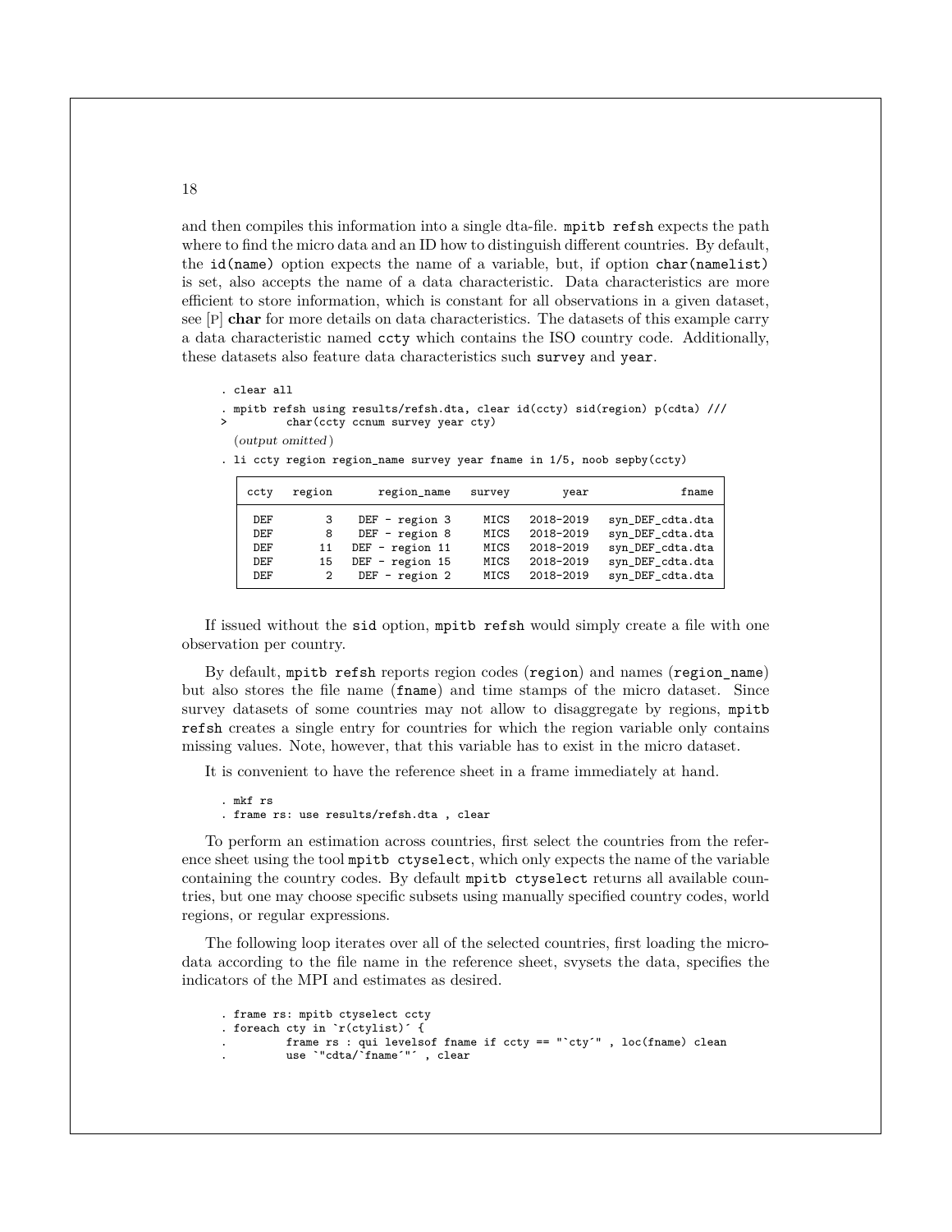and then compiles this information into a single dta-file. `mpitb refsh` expects the path where to find the micro data and an ID how to distinguish different countries. By default, the `id(name)` option expects the name of a variable, but, if option `char(namelist)` is set, also accepts the name of a data characteristic. Data characteristics are more efficient to store information, which is constant for all observations in a given dataset, see [P] **char** for more details on data characteristics. The datasets of this example carry a data characteristic named `ccty` which contains the ISO country code. Additionally, these datasets also feature data characteristics such `survey` and `year`.

```
. clear all
. mpitb refsh using results/refsh.dta, clear id(ccty) sid(region) p(cdta) ///
>         char(ccty ccnum survey year cty)
  (output omitted)
. li ccty region region_name survey year fname in 1/5, noob sepby(ccty)
```

| ccty | region | region_name | survey | year | fname |
|---|---|---|---|---|---|
| DEF | 3 | DEF - region 3 | MICS | 2018-2019 | syn_DEF_cdta.dta |
| DEF | 8 | DEF - region 8 | MICS | 2018-2019 | syn_DEF_cdta.dta |
| DEF | 11 | DEF - region 11 | MICS | 2018-2019 | syn_DEF_cdta.dta |
| DEF | 15 | DEF - region 15 | MICS | 2018-2019 | syn_DEF_cdta.dta |
| DEF | 2 | DEF - region 2 | MICS | 2018-2019 | syn_DEF_cdta.dta |

If issued without the `sid` option, `mpitb refsh` would simply create a file with one observation per country.

By default, `mpitb refsh` reports region codes (`region`) and names (`region_name`) but also stores the file name (`fname`) and time stamps of the micro dataset. Since survey datasets of some countries may not allow to disaggregate by regions, `mpitb refsh` creates a single entry for countries for which the region variable only contains missing values. Note, however, that this variable has to exist in the micro dataset.

It is convenient to have the reference sheet in a frame immediately at hand.

```
. mkf rs
. frame rs: use results/refsh.dta , clear
```

To perform an estimation across countries, first select the countries from the reference sheet using the tool `mpitb ctyselect`, which only expects the name of the variable containing the country codes. By default `mpitb ctyselect` returns all available countries, but one may choose specific subsets using manually specified country codes, world regions, or regular expressions.

The following loop iterates over all of the selected countries, first loading the microdata according to the file name in the reference sheet, svysets the data, specifies the indicators of the MPI and estimates as desired.

```
. frame rs: mpitb ctyselect ccty
. foreach cty in `r(ctylist)´ {
.         frame rs : qui levelsof fname if ccty == "`cty´" , loc(fname) clean
.         use `"cdta/`fname´"´ , clear
```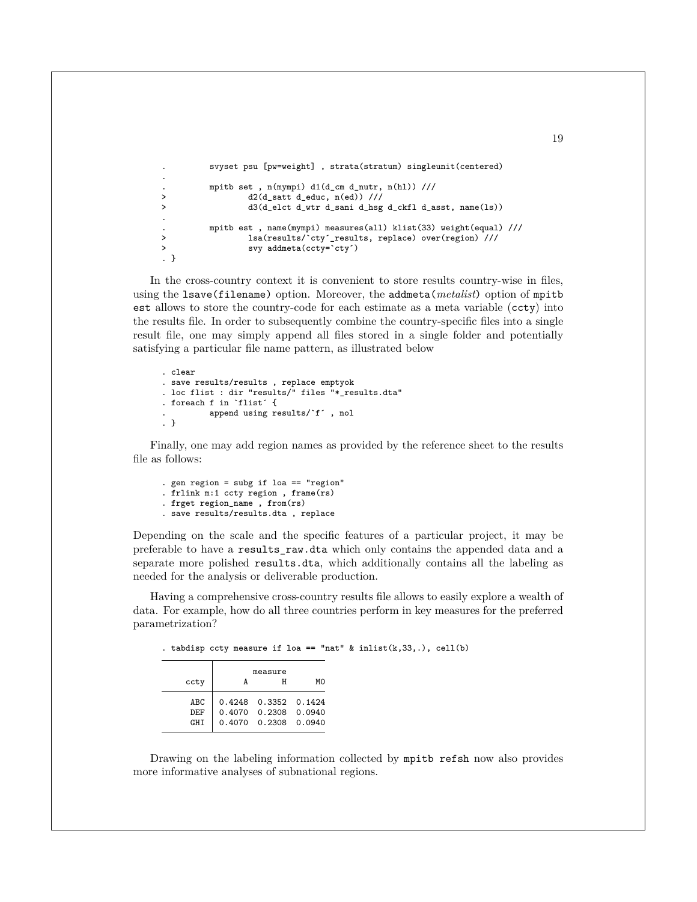```
.         svyset psu [pw=weight] , strata(stratum) singleunit(centered)
.
.         mpitb set , n(mympi) d1(d_cm d_nutr, n(hl)) ///
>                 d2(d_satt d_educ, n(ed)) ///
>                 d3(d_elct d_wtr d_sani d_hsg d_ckfl d_asst, name(ls))
.
.         mpitb est , name(mympi) measures(all) klist(33) weight(equal) ///
>                 lsa(results/`cty´_results, replace) over(region) ///
>                 svy addmeta(ccty=`cty´)
. }
```

In the cross-country context it is convenient to store results country-wise in files, using the `lsave(filename)` option. Moreover, the `addmeta(`*metalist*`)` option of `mpitb est` allows to store the country-code for each estimate as a meta variable (`ccty`) into the results file. In order to subsequently combine the country-specific files into a single result file, one may simply append all files stored in a single folder and potentially satisfying a particular file name pattern, as illustrated below

```
. clear
. save results/results , replace emptyok
. loc flist : dir "results/" files "*_results.dta"
. foreach f in `flist´ {
.         append using results/`f´ , nol
. }
```

Finally, one may add region names as provided by the reference sheet to the results file as follows:

```
. gen region = subg if loa == "region"
. frlink m:1 ccty region , frame(rs)
. frget region_name , from(rs)
. save results/results.dta , replace
```

Depending on the scale and the specific features of a particular project, it may be preferable to have a `results_raw.dta` which only contains the appended data and a separate more polished `results.dta`, which additionally contains all the labeling as needed for the analysis or deliverable production.

Having a comprehensive cross-country results file allows to easily explore a wealth of data. For example, how do all three countries perform in key measures for the preferred parametrization?

```
. tabdisp ccty measure if loa == "nat" & inlist(k,33,.), cell(b)
```

| ccty | measure A | H | M0 |
|---|---|---|---|
| ABC | 0.4248 | 0.3352 | 0.1424 |
| DEF | 0.4070 | 0.2308 | 0.0940 |
| GHI | 0.4070 | 0.2308 | 0.0940 |

Drawing on the labeling information collected by `mpitb refsh` now also provides more informative analyses of subnational regions.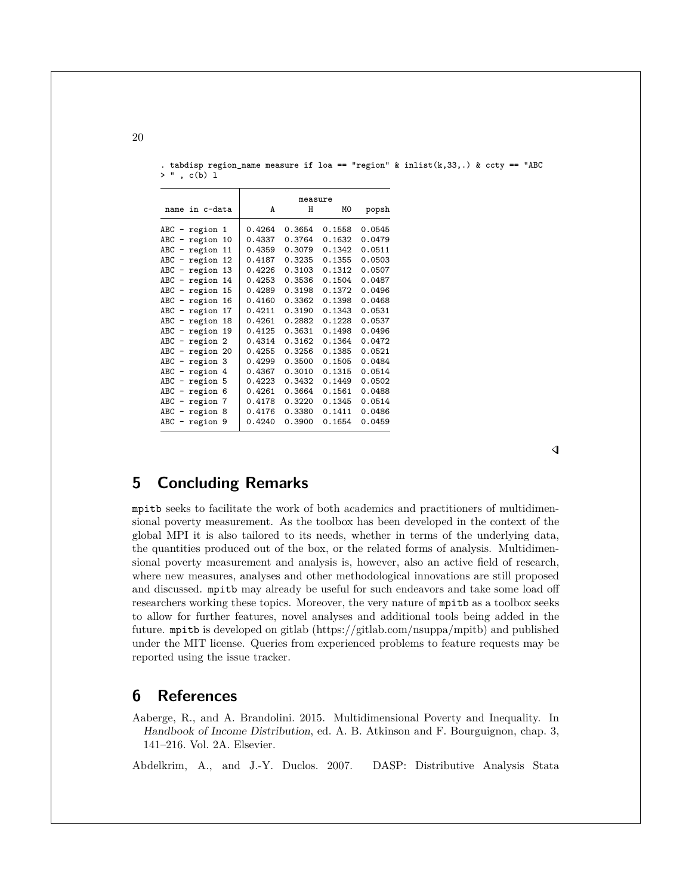```
. tabdisp region_name measure if loa == "region" & inlist(k,33,.) & ccty == "ABC
> " , c(b) l
```

| name in c-data | measure | | | |
|---|---|---|---|---|
| | A | H | M0 | popsh |
| ABC - region 1 | 0.4264 | 0.3654 | 0.1558 | 0.0545 |
| ABC - region 10 | 0.4337 | 0.3764 | 0.1632 | 0.0479 |
| ABC - region 11 | 0.4359 | 0.3079 | 0.1342 | 0.0511 |
| ABC - region 12 | 0.4187 | 0.3235 | 0.1355 | 0.0503 |
| ABC - region 13 | 0.4226 | 0.3103 | 0.1312 | 0.0507 |
| ABC - region 14 | 0.4253 | 0.3536 | 0.1504 | 0.0487 |
| ABC - region 15 | 0.4289 | 0.3198 | 0.1372 | 0.0496 |
| ABC - region 16 | 0.4160 | 0.3362 | 0.1398 | 0.0468 |
| ABC - region 17 | 0.4211 | 0.3190 | 0.1343 | 0.0531 |
| ABC - region 18 | 0.4261 | 0.2882 | 0.1228 | 0.0537 |
| ABC - region 19 | 0.4125 | 0.3631 | 0.1498 | 0.0496 |
| ABC - region 2 | 0.4314 | 0.3162 | 0.1364 | 0.0472 |
| ABC - region 20 | 0.4255 | 0.3256 | 0.1385 | 0.0521 |
| ABC - region 3 | 0.4299 | 0.3500 | 0.1505 | 0.0484 |
| ABC - region 4 | 0.4367 | 0.3010 | 0.1315 | 0.0514 |
| ABC - region 5 | 0.4223 | 0.3432 | 0.1449 | 0.0502 |
| ABC - region 6 | 0.4261 | 0.3664 | 0.1561 | 0.0488 |
| ABC - region 7 | 0.4178 | 0.3220 | 0.1345 | 0.0514 |
| ABC - region 8 | 0.4176 | 0.3380 | 0.1411 | 0.0486 |
| ABC - region 9 | 0.4240 | 0.3900 | 0.1654 | 0.0459 |

◁

## 5 Concluding Remarks

mpitb seeks to facilitate the work of both academics and practitioners of multidimensional poverty measurement. As the toolbox has been developed in the context of the global MPI it is also tailored to its needs, whether in terms of the underlying data, the quantities produced out of the box, or the related forms of analysis. Multidimensional poverty measurement and analysis is, however, also an active field of research, where new measures, analyses and other methodological innovations are still proposed and discussed. mpitb may already be useful for such endeavors and take some load off researchers working these topics. Moreover, the very nature of mpitb as a toolbox seeks to allow for further features, novel analyses and additional tools being added in the future. mpitb is developed on gitlab (https://gitlab.com/nsuppa/mpitb) and published under the MIT license. Queries from experienced problems to feature requests may be reported using the issue tracker.

## 6 References

Aaberge, R., and A. Brandolini. 2015. Multidimensional Poverty and Inequality. In *Handbook of Income Distribution*, ed. A. B. Atkinson and F. Bourguignon, chap. 3, 141–216. Vol. 2A. Elsevier.

Abdelkrim, A., and J.-Y. Duclos. 2007. DASP: Distributive Analysis Stata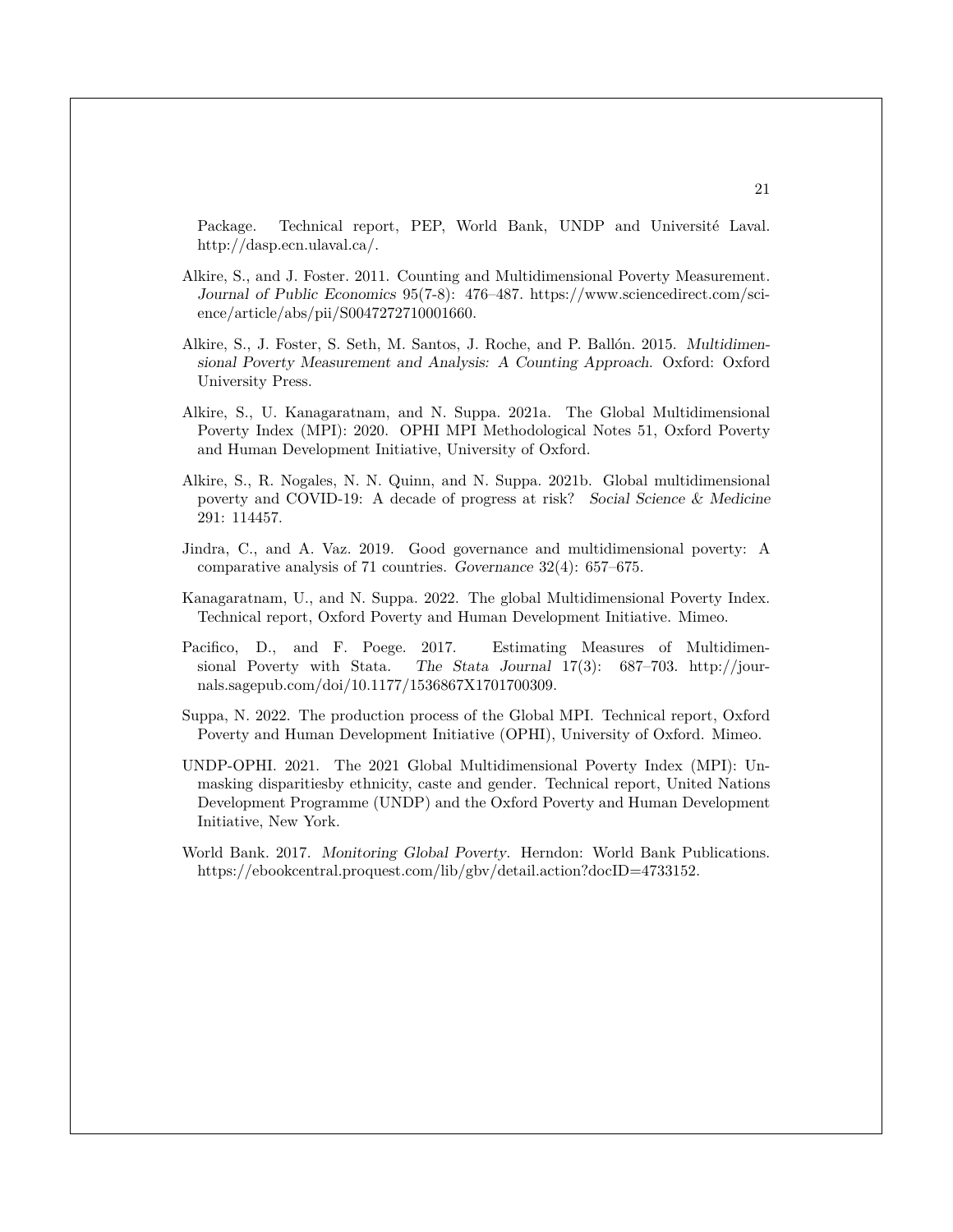Package. Technical report, PEP, World Bank, UNDP and Université Laval. http://dasp.ecn.ulaval.ca/.

Alkire, S., and J. Foster. 2011. Counting and Multidimensional Poverty Measurement. *Journal of Public Economics* 95(7-8): 476–487. https://www.sciencedirect.com/science/article/abs/pii/S0047272710001660.

Alkire, S., J. Foster, S. Seth, M. Santos, J. Roche, and P. Ballón. 2015. *Multidimensional Poverty Measurement and Analysis: A Counting Approach*. Oxford: Oxford University Press.

Alkire, S., U. Kanagaratnam, and N. Suppa. 2021a. The Global Multidimensional Poverty Index (MPI): 2020. OPHI MPI Methodological Notes 51, Oxford Poverty and Human Development Initiative, University of Oxford.

Alkire, S., R. Nogales, N. N. Quinn, and N. Suppa. 2021b. Global multidimensional poverty and COVID-19: A decade of progress at risk? *Social Science & Medicine* 291: 114457.

Jindra, C., and A. Vaz. 2019. Good governance and multidimensional poverty: A comparative analysis of 71 countries. *Governance* 32(4): 657–675.

Kanagaratnam, U., and N. Suppa. 2022. The global Multidimensional Poverty Index. Technical report, Oxford Poverty and Human Development Initiative. Mimeo.

Pacifico, D., and F. Poege. 2017. Estimating Measures of Multidimensional Poverty with Stata. *The Stata Journal* 17(3): 687–703. http://journals.sagepub.com/doi/10.1177/1536867X1701700309.

Suppa, N. 2022. The production process of the Global MPI. Technical report, Oxford Poverty and Human Development Initiative (OPHI), University of Oxford. Mimeo.

UNDP-OPHI. 2021. The 2021 Global Multidimensional Poverty Index (MPI): Unmasking disparitiesby ethnicity, caste and gender. Technical report, United Nations Development Programme (UNDP) and the Oxford Poverty and Human Development Initiative, New York.

World Bank. 2017. *Monitoring Global Poverty*. Herndon: World Bank Publications. https://ebookcentral.proquest.com/lib/gbv/detail.action?docID=4733152.